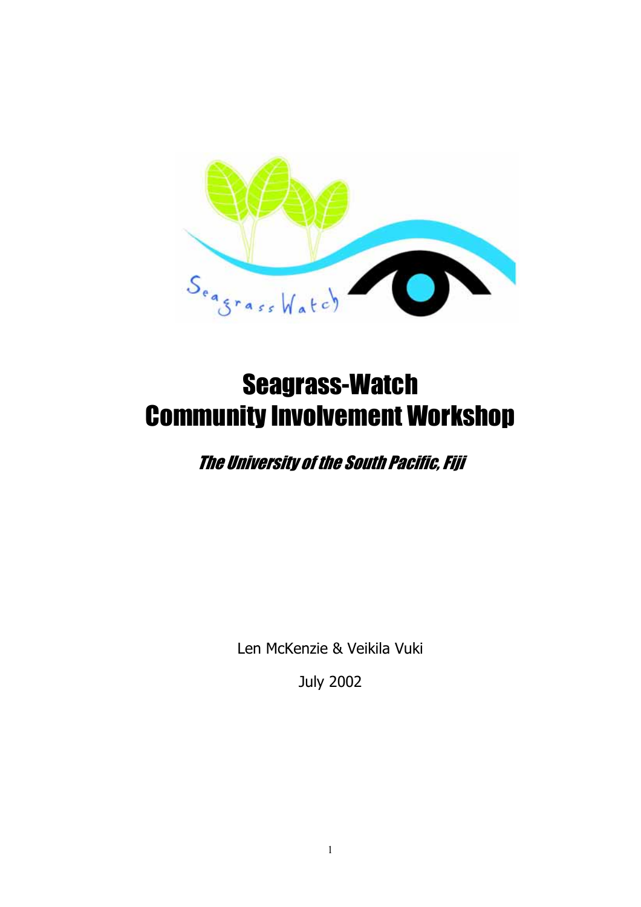# Seagrass-Watch
# Community Involvement Workshop

***The University of the South Pacific, Fiji***

Len McKenzie & Veikila Vuki

July 2002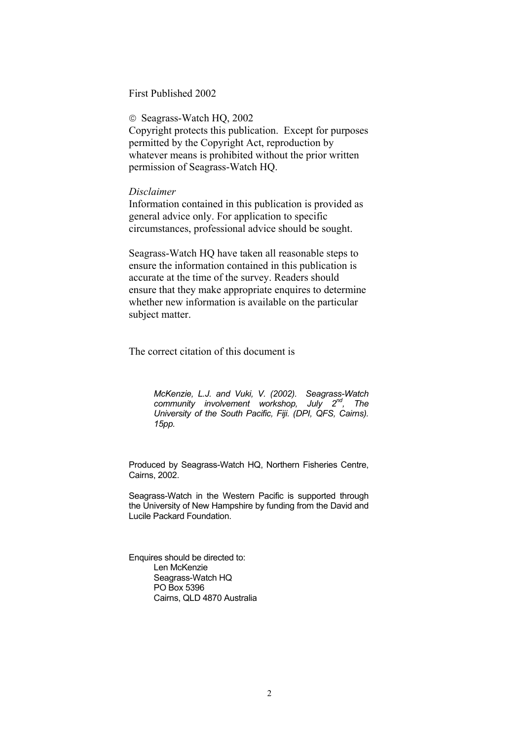First Published 2002

© Seagrass-Watch HQ, 2002

Copyright protects this publication. Except for purposes permitted by the Copyright Act, reproduction by whatever means is prohibited without the prior written permission of Seagrass-Watch HQ.

*Disclaimer*

Information contained in this publication is provided as general advice only. For application to specific circumstances, professional advice should be sought.

Seagrass-Watch HQ have taken all reasonable steps to ensure the information contained in this publication is accurate at the time of the survey. Readers should ensure that they make appropriate enquires to determine whether new information is available on the particular subject matter.

The correct citation of this document is

> *McKenzie, L.J. and Vuki, V. (2002). Seagrass-Watch community involvement workshop, July 2nd, The University of the South Pacific, Fiji. (DPI, QFS, Cairns). 15pp.*

Produced by Seagrass-Watch HQ, Northern Fisheries Centre, Cairns, 2002.

Seagrass-Watch in the Western Pacific is supported through the University of New Hampshire by funding from the David and Lucile Packard Foundation.

Enquires should be directed to:

Len McKenzie
Seagrass-Watch HQ
PO Box 5396
Cairns, QLD 4870 Australia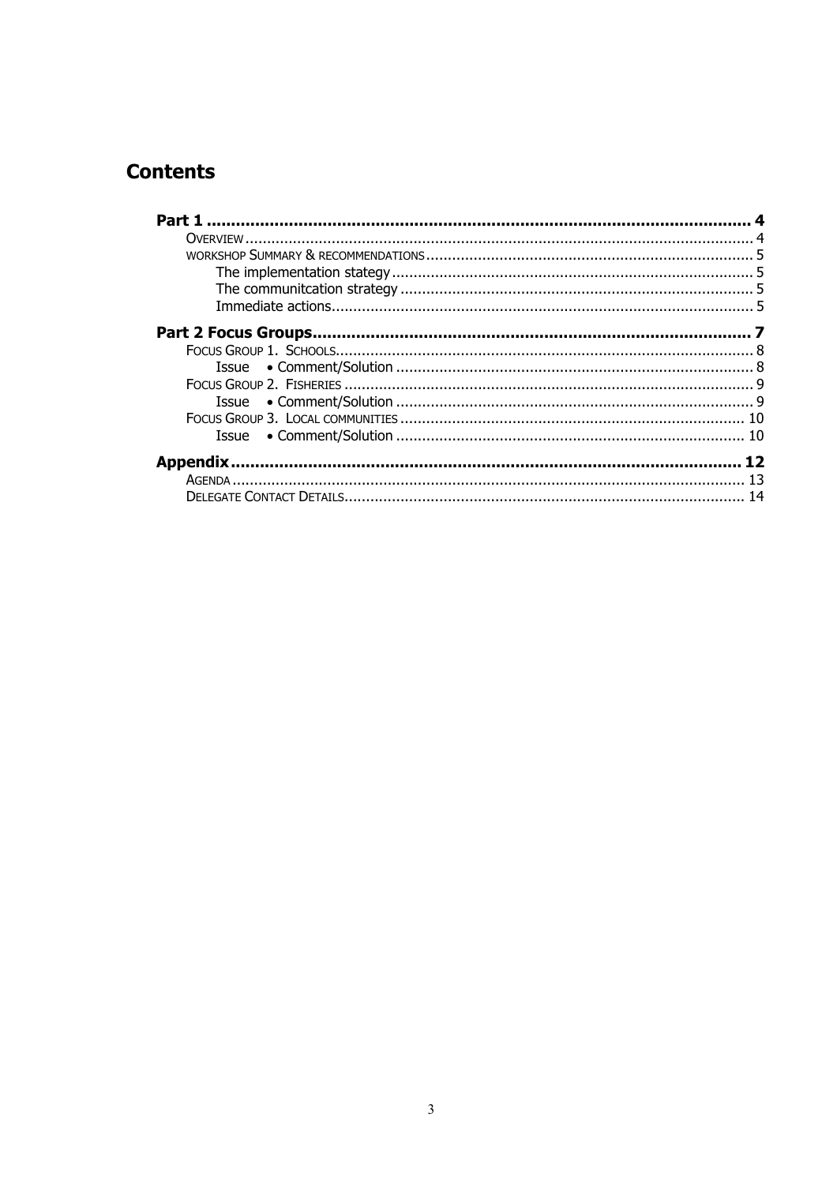# Contents

**Part 1** ........................................................................................................ **4**

- OVERVIEW ........................................................................................................ 4
- WORKSHOP SUMMARY & RECOMMENDATIONS ........................................................................ 5
  - The implementation stategy ........................................................................ 5
  - The communitcation strategy ...................................................................... 5
  - Immediate actions........................................................................................ 5

**Part 2 Focus Groups**...................................................................................... **7**

- FOCUS GROUP 1. SCHOOLS.................................................................................... 8
  - Issue • Comment/Solution ........................................................................... 8
- FOCUS GROUP 2. FISHERIES .................................................................................. 9
  - Issue • Comment/Solution ........................................................................... 9
- FOCUS GROUP 3. LOCAL COMMUNITIES ................................................................... 10
  - Issue • Comment/Solution ........................................................................... 10

**Appendix**...................................................................................................... **12**

- AGENDA ........................................................................................................... 13
- DELEGATE CONTACT DETAILS.................................................................................. 14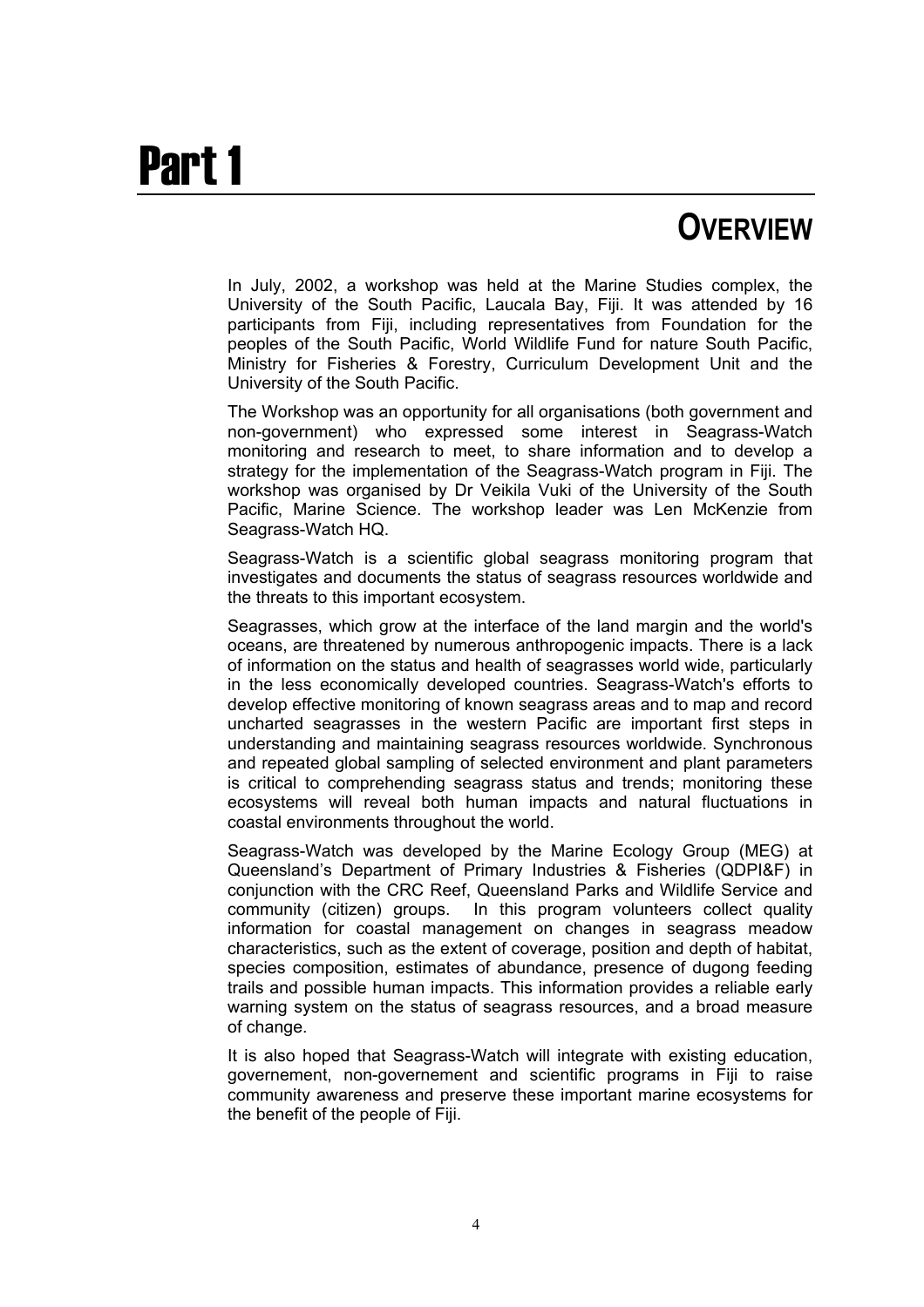# Part 1

## OVERVIEW

In July, 2002, a workshop was held at the Marine Studies complex, the University of the South Pacific, Laucala Bay, Fiji. It was attended by 16 participants from Fiji, including representatives from Foundation for the peoples of the South Pacific, World Wildlife Fund for nature South Pacific, Ministry for Fisheries & Forestry, Curriculum Development Unit and the University of the South Pacific.

The Workshop was an opportunity for all organisations (both government and non-government) who expressed some interest in Seagrass-Watch monitoring and research to meet, to share information and to develop a strategy for the implementation of the Seagrass-Watch program in Fiji. The workshop was organised by Dr Veikila Vuki of the University of the South Pacific, Marine Science. The workshop leader was Len McKenzie from Seagrass-Watch HQ.

Seagrass-Watch is a scientific global seagrass monitoring program that investigates and documents the status of seagrass resources worldwide and the threats to this important ecosystem.

Seagrasses, which grow at the interface of the land margin and the world's oceans, are threatened by numerous anthropogenic impacts. There is a lack of information on the status and health of seagrasses world wide, particularly in the less economically developed countries. Seagrass-Watch's efforts to develop effective monitoring of known seagrass areas and to map and record uncharted seagrasses in the western Pacific are important first steps in understanding and maintaining seagrass resources worldwide. Synchronous and repeated global sampling of selected environment and plant parameters is critical to comprehending seagrass status and trends; monitoring these ecosystems will reveal both human impacts and natural fluctuations in coastal environments throughout the world.

Seagrass-Watch was developed by the Marine Ecology Group (MEG) at Queensland's Department of Primary Industries & Fisheries (QDPI&F) in conjunction with the CRC Reef, Queensland Parks and Wildlife Service and community (citizen) groups. In this program volunteers collect quality information for coastal management on changes in seagrass meadow characteristics, such as the extent of coverage, position and depth of habitat, species composition, estimates of abundance, presence of dugong feeding trails and possible human impacts. This information provides a reliable early warning system on the status of seagrass resources, and a broad measure of change.

It is also hoped that Seagrass-Watch will integrate with existing education, governement, non-governement and scientific programs in Fiji to raise community awareness and preserve these important marine ecosystems for the benefit of the people of Fiji.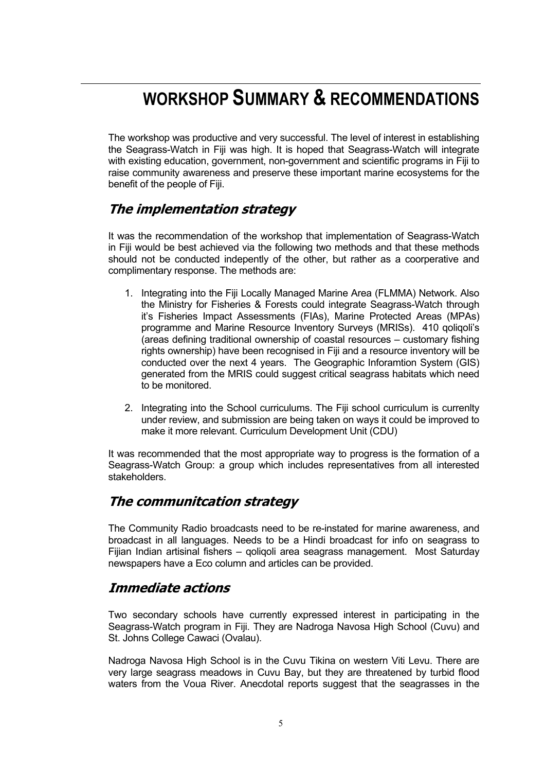# WORKSHOP SUMMARY & RECOMMENDATIONS

The workshop was productive and very successful. The level of interest in establishing the Seagrass-Watch in Fiji was high. It is hoped that Seagrass-Watch will integrate with existing education, government, non-government and scientific programs in Fiji to raise community awareness and preserve these important marine ecosystems for the benefit of the people of Fiji.

## *The implementation strategy*

It was the recommendation of the workshop that implementation of Seagrass-Watch in Fiji would be best achieved via the following two methods and that these methods should not be conducted indepently of the other, but rather as a coorperative and complimentary response. The methods are:

1. Integrating into the Fiji Locally Managed Marine Area (FLMMA) Network. Also the Ministry for Fisheries & Forests could integrate Seagrass-Watch through it's Fisheries Impact Assessments (FIAs), Marine Protected Areas (MPAs) programme and Marine Resource Inventory Surveys (MRISs). 410 qoliqoli's (areas defining traditional ownership of coastal resources – customary fishing rights ownership) have been recognised in Fiji and a resource inventory will be conducted over the next 4 years. The Geographic Inforamtion System (GIS) generated from the MRIS could suggest critical seagrass habitats which need to be monitored.

2. Integrating into the School curriculums. The Fiji school curriculum is currenlty under review, and submission are being taken on ways it could be improved to make it more relevant. Curriculum Development Unit (CDU)

It was recommended that the most appropriate way to progress is the formation of a Seagrass-Watch Group: a group which includes representatives from all interested stakeholders.

## *The communitcation strategy*

The Community Radio broadcasts need to be re-instated for marine awareness, and broadcast in all languages. Needs to be a Hindi broadcast for info on seagrass to Fijian Indian artisinal fishers – qoliqoli area seagrass management. Most Saturday newspapers have a Eco column and articles can be provided.

## *Immediate actions*

Two secondary schools have currently expressed interest in participating in the Seagrass-Watch program in Fiji. They are Nadroga Navosa High School (Cuvu) and St. Johns College Cawaci (Ovalau).

Nadroga Navosa High School is in the Cuvu Tikina on western Viti Levu. There are very large seagrass meadows in Cuvu Bay, but they are threatened by turbid flood waters from the Voua River. Anecdotal reports suggest that the seagrasses in the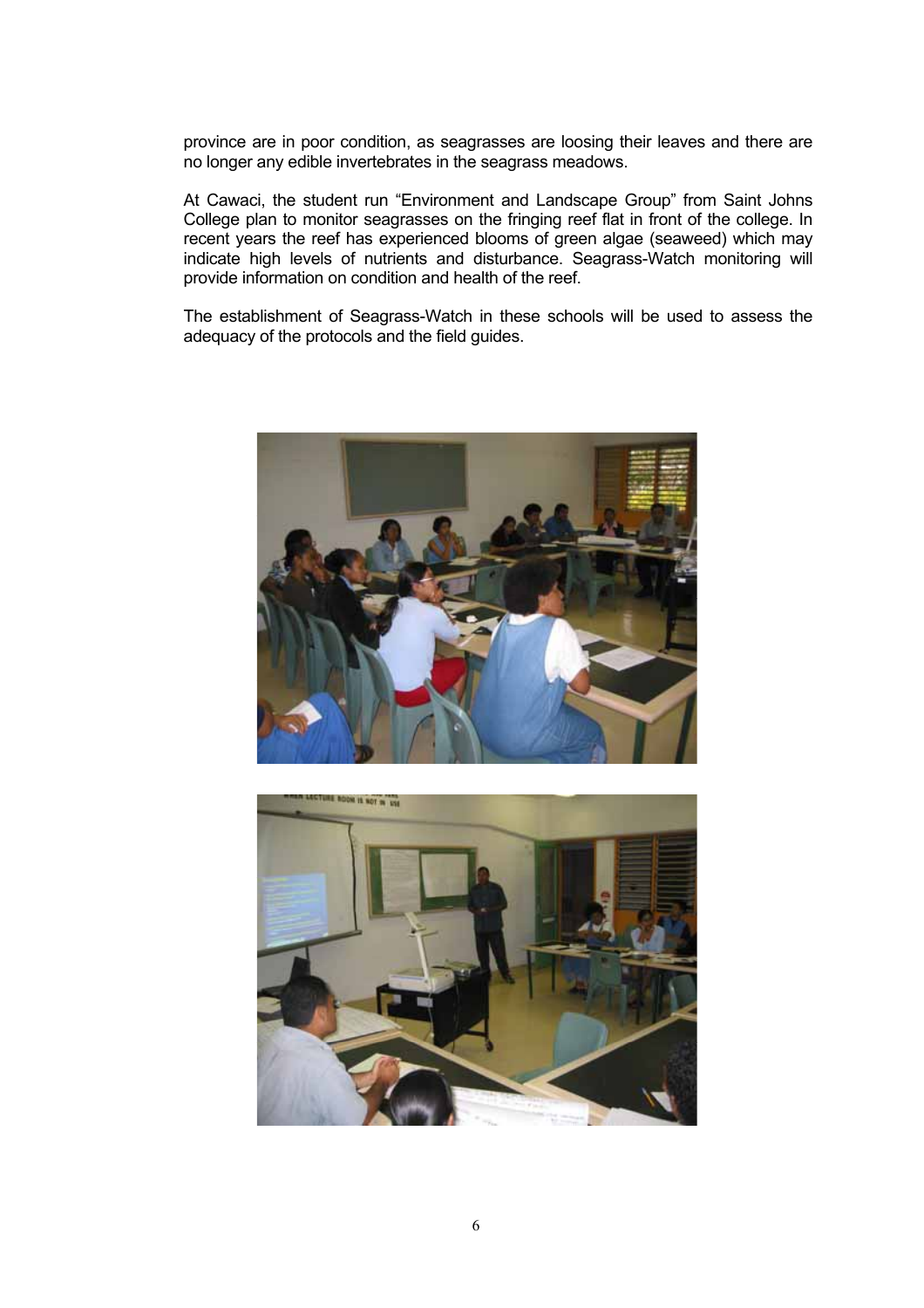province are in poor condition, as seagrasses are loosing their leaves and there are no longer any edible invertebrates in the seagrass meadows.

At Cawaci, the student run "Environment and Landscape Group" from Saint Johns College plan to monitor seagrasses on the fringing reef flat in front of the college. In recent years the reef has experienced blooms of green algae (seaweed) which may indicate high levels of nutrients and disturbance. Seagrass-Watch monitoring will provide information on condition and health of the reef.

The establishment of Seagrass-Watch in these schools will be used to assess the adequacy of the protocols and the field guides.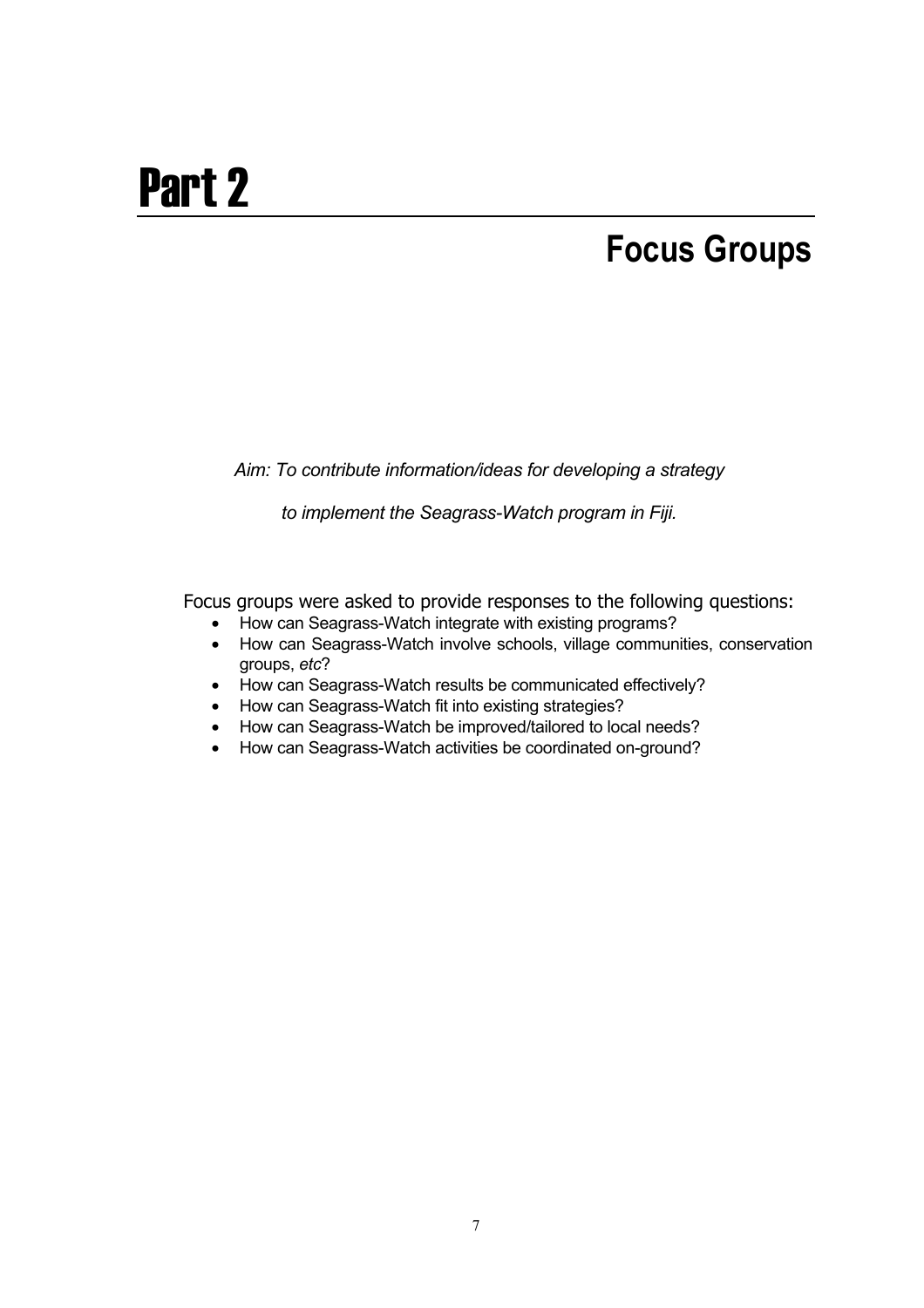# Part 2

## Focus Groups

*Aim: To contribute information/ideas for developing a strategy*

*to implement the Seagrass-Watch program in Fiji.*

Focus groups were asked to provide responses to the following questions:

- How can Seagrass-Watch integrate with existing programs?
- How can Seagrass-Watch involve schools, village communities, conservation groups, *etc*?
- How can Seagrass-Watch results be communicated effectively?
- How can Seagrass-Watch fit into existing strategies?
- How can Seagrass-Watch be improved/tailored to local needs?
- How can Seagrass-Watch activities be coordinated on-ground?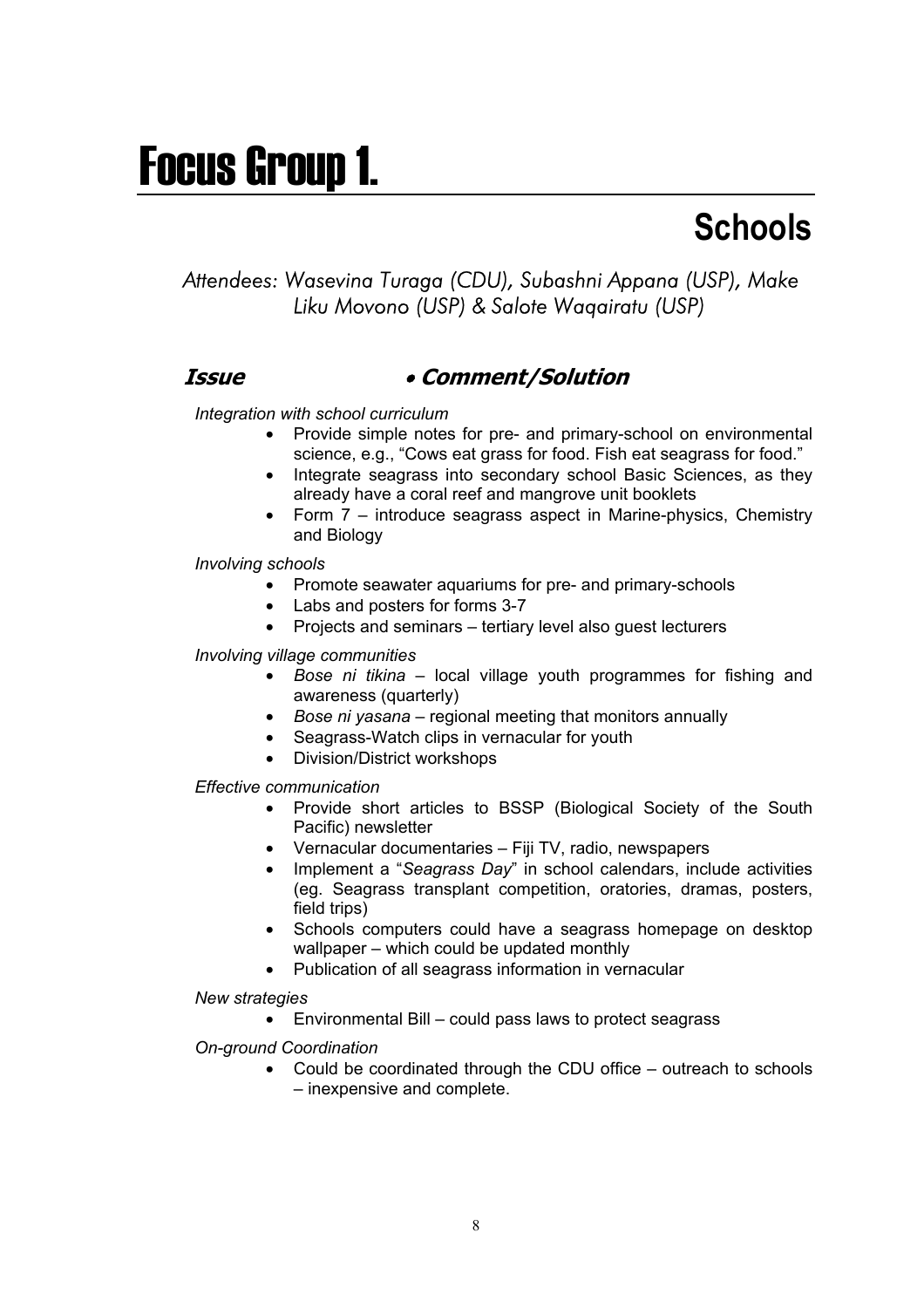# Focus Group 1.

## Schools

*Attendees: Wasevina Turaga (CDU), Subashni Appana (USP), Make Liku Movono (USP) & Salote Waqairatu (USP)*

### *Issue* • *Comment/Solution*

*Integration with school curriculum*

- Provide simple notes for pre- and primary-school on environmental science, e.g., "Cows eat grass for food. Fish eat seagrass for food."
- Integrate seagrass into secondary school Basic Sciences, as they already have a coral reef and mangrove unit booklets
- Form 7 – introduce seagrass aspect in Marine-physics, Chemistry and Biology

*Involving schools*

- Promote seawater aquariums for pre- and primary-schools
- Labs and posters for forms 3-7
- Projects and seminars – tertiary level also guest lecturers

*Involving village communities*

- *Bose ni tikina* – local village youth programmes for fishing and awareness (quarterly)
- *Bose ni yasana* – regional meeting that monitors annually
- Seagrass-Watch clips in vernacular for youth
- Division/District workshops

*Effective communication*

- Provide short articles to BSSP (Biological Society of the South Pacific) newsletter
- Vernacular documentaries – Fiji TV, radio, newspapers
- Implement a "*Seagrass Day*" in school calendars, include activities (eg. Seagrass transplant competition, oratories, dramas, posters, field trips)
- Schools computers could have a seagrass homepage on desktop wallpaper – which could be updated monthly
- Publication of all seagrass information in vernacular

*New strategies*

- Environmental Bill – could pass laws to protect seagrass

*On-ground Coordination*

- Could be coordinated through the CDU office – outreach to schools – inexpensive and complete.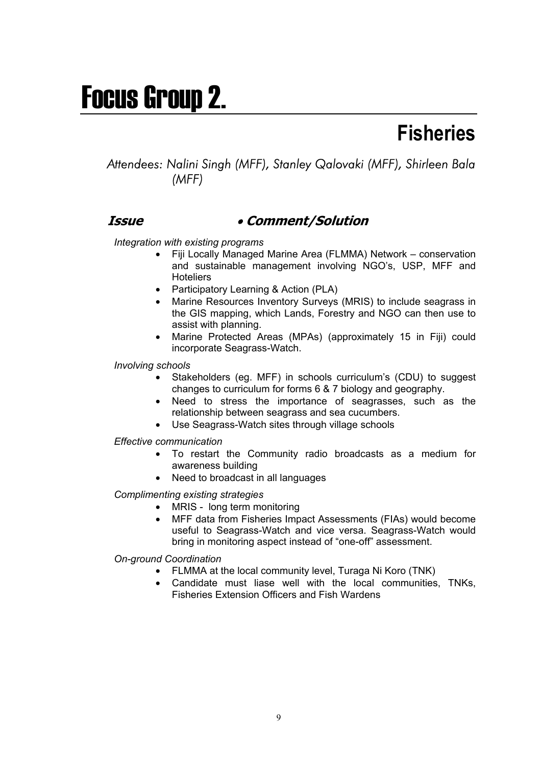# Focus Group 2.

## Fisheries

*Attendees: Nalini Singh (MFF), Stanley Qalovaki (MFF), Shirleen Bala (MFF)*

### ***Issue*** &nbsp;&nbsp;&nbsp;&nbsp;&nbsp;&nbsp;&nbsp; ***• Comment/Solution***

*Integration with existing programs*

- Fiji Locally Managed Marine Area (FLMMA) Network – conservation and sustainable management involving NGO's, USP, MFF and Hoteliers
- Participatory Learning & Action (PLA)
- Marine Resources Inventory Surveys (MRIS) to include seagrass in the GIS mapping, which Lands, Forestry and NGO can then use to assist with planning.
- Marine Protected Areas (MPAs) (approximately 15 in Fiji) could incorporate Seagrass-Watch.

*Involving schools*

- Stakeholders (eg. MFF) in schools curriculum's (CDU) to suggest changes to curriculum for forms 6 & 7 biology and geography.
- Need to stress the importance of seagrasses, such as the relationship between seagrass and sea cucumbers.
- Use Seagrass-Watch sites through village schools

*Effective communication*

- To restart the Community radio broadcasts as a medium for awareness building
- Need to broadcast in all languages

*Complimenting existing strategies*

- MRIS - long term monitoring
- MFF data from Fisheries Impact Assessments (FIAs) would become useful to Seagrass-Watch and vice versa. Seagrass-Watch would bring in monitoring aspect instead of "one-off" assessment.

*On-ground Coordination*

- FLMMA at the local community level, Turaga Ni Koro (TNK)
- Candidate must liase well with the local communities, TNKs, Fisheries Extension Officers and Fish Wardens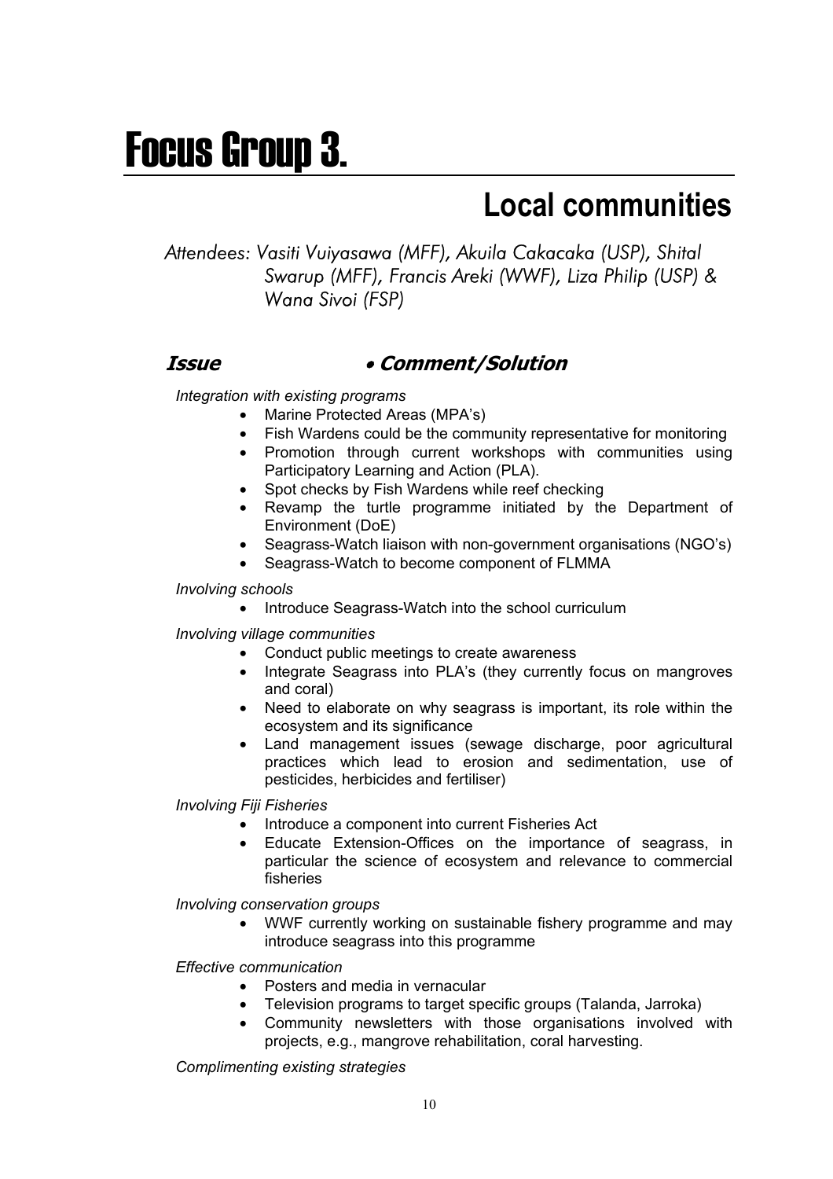# Focus Group 3.

## Local communities

*Attendees: Vasiti Vuiyasawa (MFF), Akuila Cakacaka (USP), Shital Swarup (MFF), Francis Areki (WWF), Liza Philip (USP) & Wana Sivoi (FSP)*

### *Issue* • *Comment/Solution*

*Integration with existing programs*

- Marine Protected Areas (MPA's)
- Fish Wardens could be the community representative for monitoring
- Promotion through current workshops with communities using Participatory Learning and Action (PLA).
- Spot checks by Fish Wardens while reef checking
- Revamp the turtle programme initiated by the Department of Environment (DoE)
- Seagrass-Watch liaison with non-government organisations (NGO's)
- Seagrass-Watch to become component of FLMMA

*Involving schools*

- Introduce Seagrass-Watch into the school curriculum

*Involving village communities*

- Conduct public meetings to create awareness
- Integrate Seagrass into PLA's (they currently focus on mangroves and coral)
- Need to elaborate on why seagrass is important, its role within the ecosystem and its significance
- Land management issues (sewage discharge, poor agricultural practices which lead to erosion and sedimentation, use of pesticides, herbicides and fertiliser)

*Involving Fiji Fisheries*

- Introduce a component into current Fisheries Act
- Educate Extension-Offices on the importance of seagrass, in particular the science of ecosystem and relevance to commercial fisheries

*Involving conservation groups*

- WWF currently working on sustainable fishery programme and may introduce seagrass into this programme

*Effective communication*

- Posters and media in vernacular
- Television programs to target specific groups (Talanda, Jarroka)
- Community newsletters with those organisations involved with projects, e.g., mangrove rehabilitation, coral harvesting.

*Complimenting existing strategies*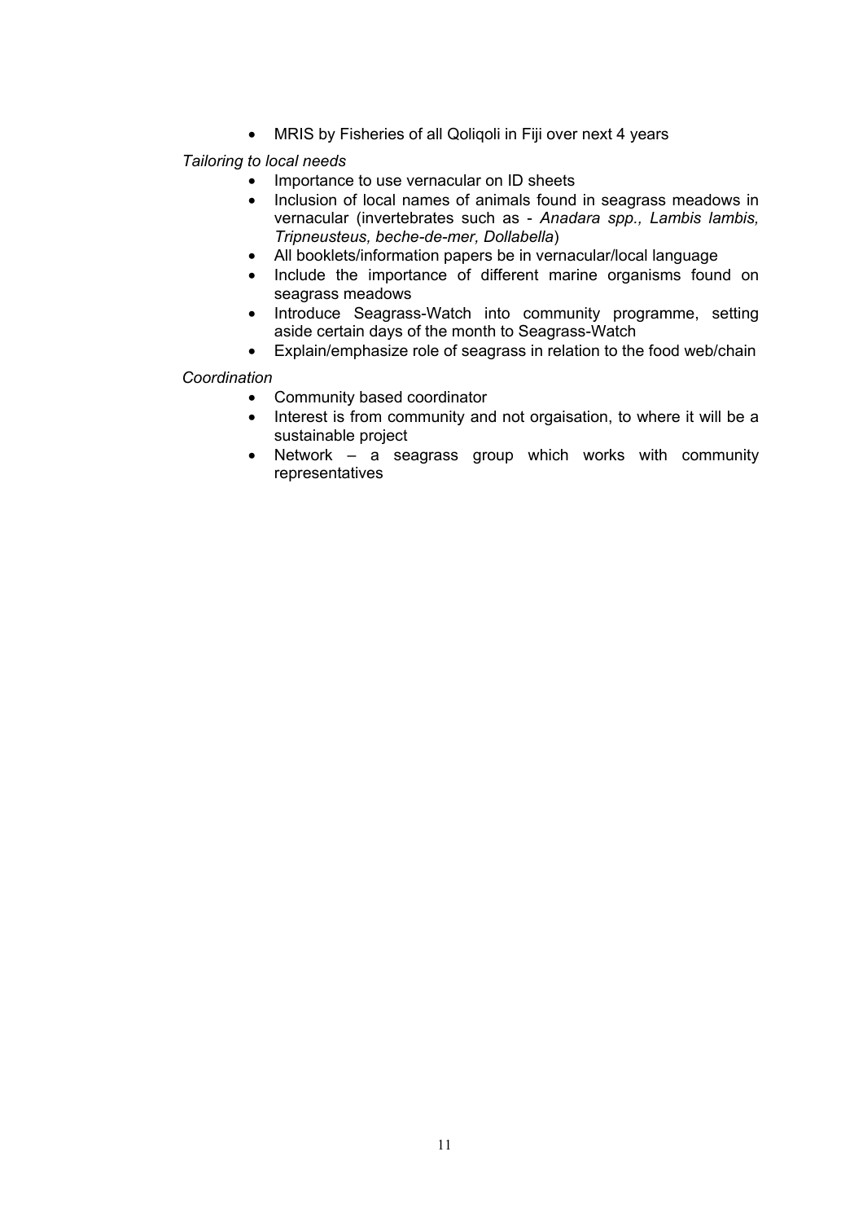- MRIS by Fisheries of all Qoliqoli in Fiji over next 4 years

*Tailoring to local needs*

- Importance to use vernacular on ID sheets
- Inclusion of local names of animals found in seagrass meadows in vernacular (invertebrates such as - *Anadara spp., Lambis lambis, Tripneusteus, beche-de-mer, Dollabella*)
- All booklets/information papers be in vernacular/local language
- Include the importance of different marine organisms found on seagrass meadows
- Introduce Seagrass-Watch into community programme, setting aside certain days of the month to Seagrass-Watch
- Explain/emphasize role of seagrass in relation to the food web/chain

*Coordination*

- Community based coordinator
- Interest is from community and not orgaisation, to where it will be a sustainable project
- Network – a seagrass group which works with community representatives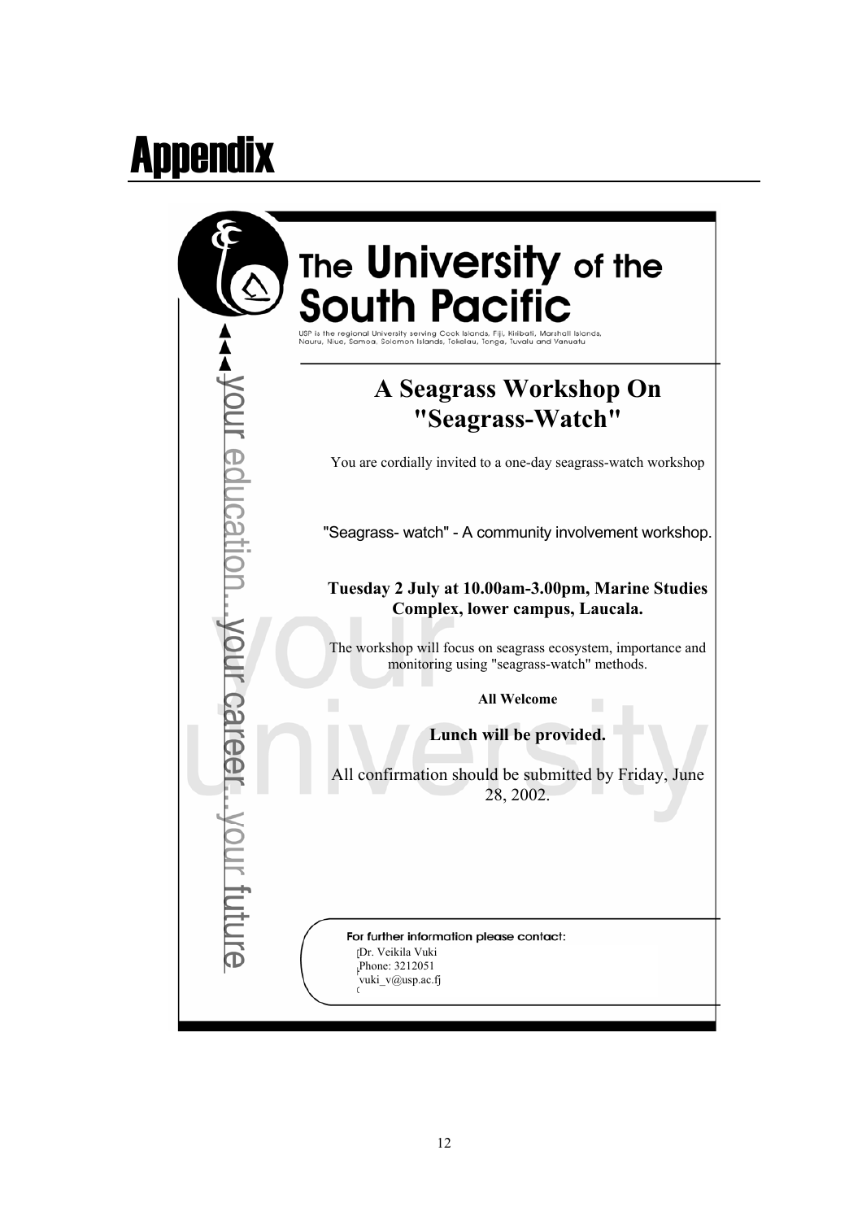# Appendix

**The University of the South Pacific**

USP is the regional University serving Cook Islands, Fiji, Kiribati, Marshall Islands, Nauru, Niue, Samoa, Solomon Islands, Tokelau, Tonga, Tuvalu and Vanuatu

your education...your career...your future

## A Seagrass Workshop On "Seagrass-Watch"

You are cordially invited to a one-day seagrass-watch workshop

"Seagrass- watch" - A community involvement workshop.

**Tuesday 2 July at 10.00am-3.00pm, Marine Studies Complex, lower campus, Laucala.**

The workshop will focus on seagrass ecosystem, importance and monitoring using "seagrass-watch" methods.

**All Welcome**

**Lunch will be provided.**

All confirmation should be submitted by Friday, June 28, 2002.

**For further information please contact:**

Dr. Veikila Vuki
Phone: 3212051
vuki_v@usp.ac.fj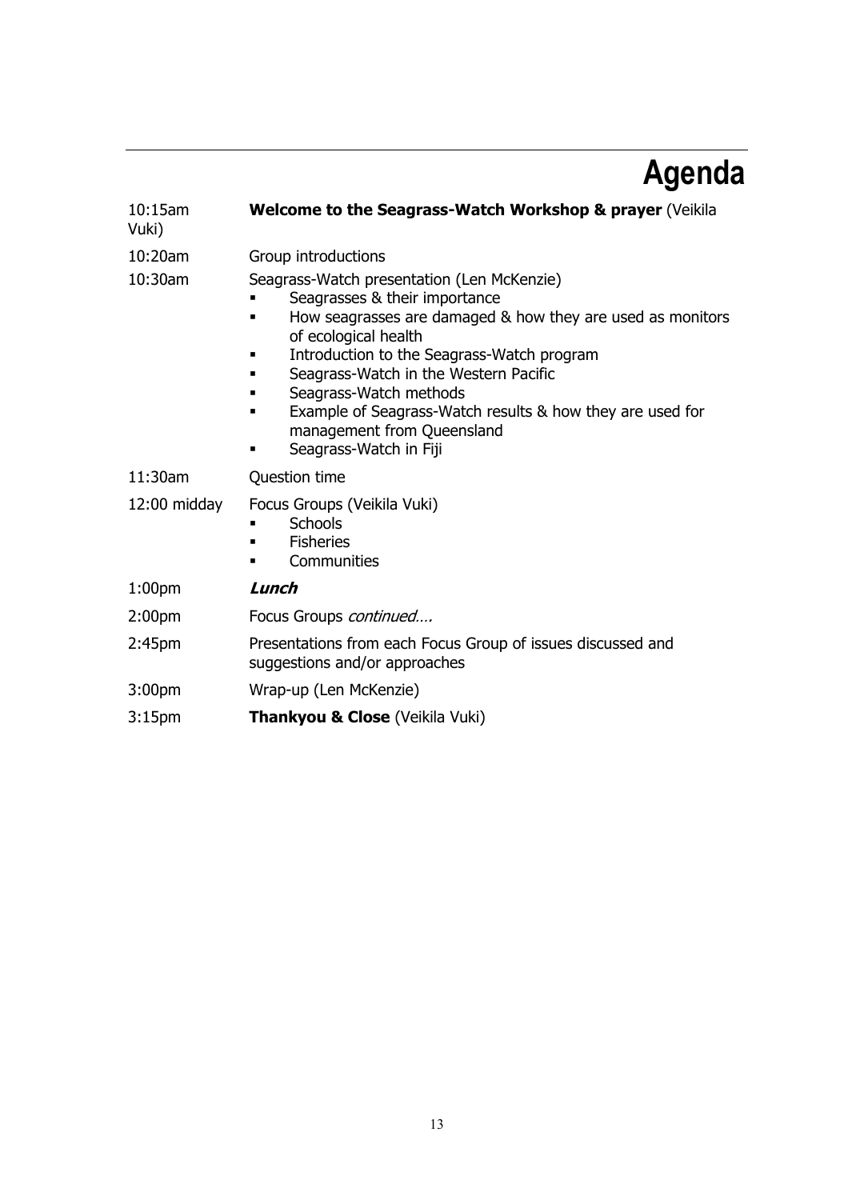# Agenda

| | |
|---|---|
| 10:15am | **Welcome to the Seagrass-Watch Workshop & prayer** (Veikila Vuki) |
| 10:20am | Group introductions |
| 10:30am | Seagrass-Watch presentation (Len McKenzie)<br>▪ Seagrasses & their importance<br>▪ How seagrasses are damaged & how they are used as monitors of ecological health<br>▪ Introduction to the Seagrass-Watch program<br>▪ Seagrass-Watch in the Western Pacific<br>▪ Seagrass-Watch methods<br>▪ Example of Seagrass-Watch results & how they are used for management from Queensland<br>▪ Seagrass-Watch in Fiji |
| 11:30am | Question time |
| 12:00 midday | Focus Groups (Veikila Vuki)<br>▪ Schools<br>▪ Fisheries<br>▪ Communities |
| 1:00pm | ***Lunch*** |
| 2:00pm | Focus Groups *continued….* |
| 2:45pm | Presentations from each Focus Group of issues discussed and suggestions and/or approaches |
| 3:00pm | Wrap-up (Len McKenzie) |
| 3:15pm | **Thankyou & Close** (Veikila Vuki) |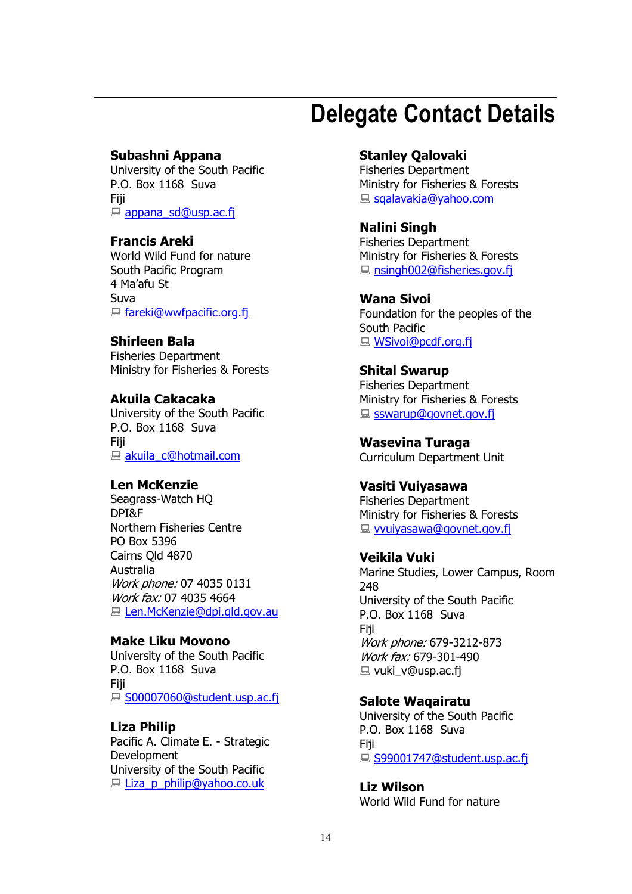# Delegate Contact Details

**Subashni Appana**
University of the South Pacific
P.O. Box 1168 Suva
Fiji
🖳 appana_sd@usp.ac.fj

**Francis Areki**
World Wild Fund for nature
South Pacific Program
4 Ma'afu St
Suva
🖳 fareki@wwfpacific.org.fj

**Shirleen Bala**
Fisheries Department
Ministry for Fisheries & Forests

**Akuila Cakacaka**
University of the South Pacific
P.O. Box 1168 Suva
Fiji
🖳 akuila_c@hotmail.com

**Len McKenzie**
Seagrass-Watch HQ
DPI&F
Northern Fisheries Centre
PO Box 5396
Cairns Qld 4870
Australia
*Work phone:* 07 4035 0131
*Work fax:* 07 4035 4664
🖳 Len.McKenzie@dpi.qld.gov.au

**Make Liku Movono**
University of the South Pacific
P.O. Box 1168 Suva
Fiji
🖳 S00007060@student.usp.ac.fj

**Liza Philip**
Pacific A. Climate E. - Strategic Development
University of the South Pacific
🖳 Liza_p_philip@yahoo.co.uk

**Stanley Qalovaki**
Fisheries Department
Ministry for Fisheries & Forests
🖳 sqalavakia@yahoo.com

**Nalini Singh**
Fisheries Department
Ministry for Fisheries & Forests
🖳 nsingh002@fisheries.gov.fj

**Wana Sivoi**
Foundation for the peoples of the South Pacific
🖳 WSivoi@pcdf.org.fj

**Shital Swarup**
Fisheries Department
Ministry for Fisheries & Forests
🖳 sswarup@govnet.gov.fj

**Wasevina Turaga**
Curriculum Department Unit

**Vasiti Vuiyasawa**
Fisheries Department
Ministry for Fisheries & Forests
🖳 vvuiyasawa@govnet.gov.fj

**Veikila Vuki**
Marine Studies, Lower Campus, Room 248
University of the South Pacific
P.O. Box 1168 Suva
Fiji
*Work phone:* 679-3212-873
*Work fax:* 679-301-490
🖳 vuki_v@usp.ac.fj

**Salote Waqairatu**
University of the South Pacific
P.O. Box 1168 Suva
Fiji
🖳 S99001747@student.usp.ac.fj

**Liz Wilson**
World Wild Fund for nature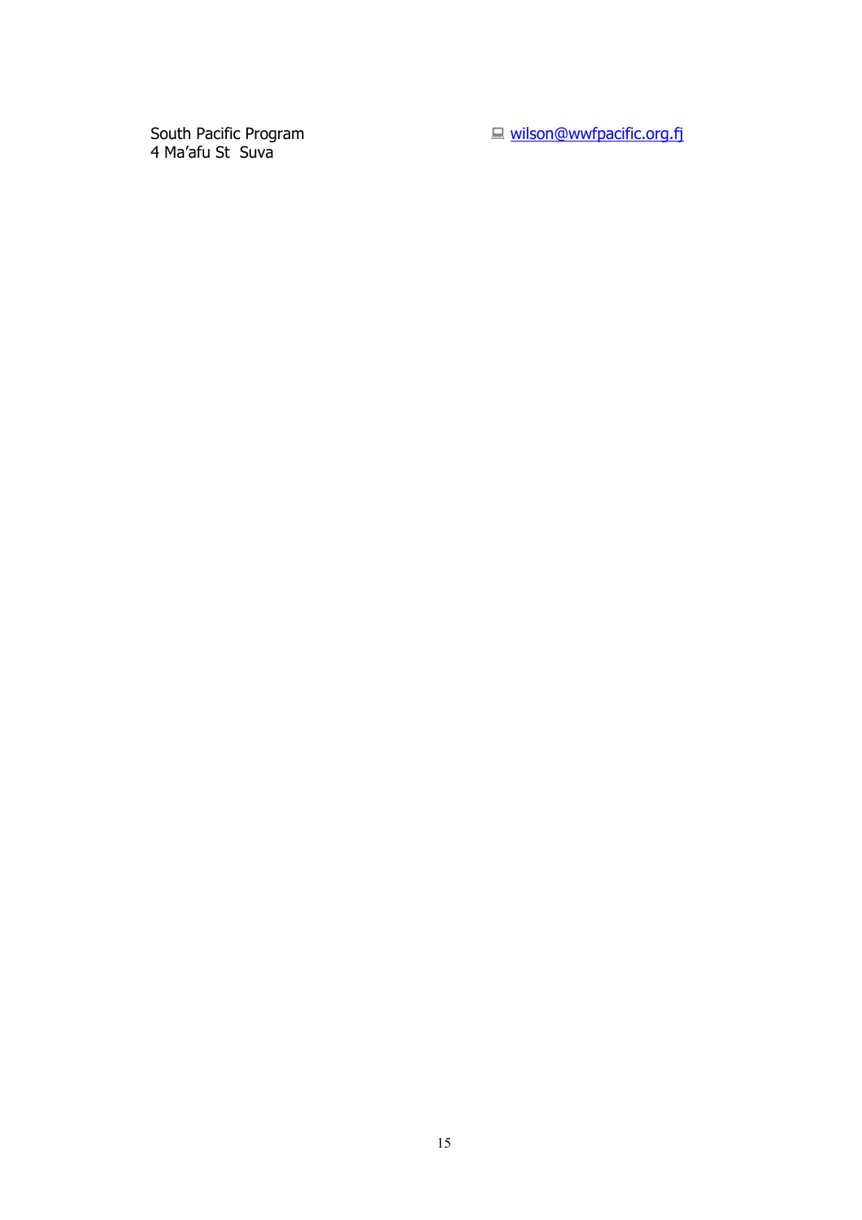South Pacific Program
4 Ma'afu St Suva

💻 wilson@wwfpacific.org.fj